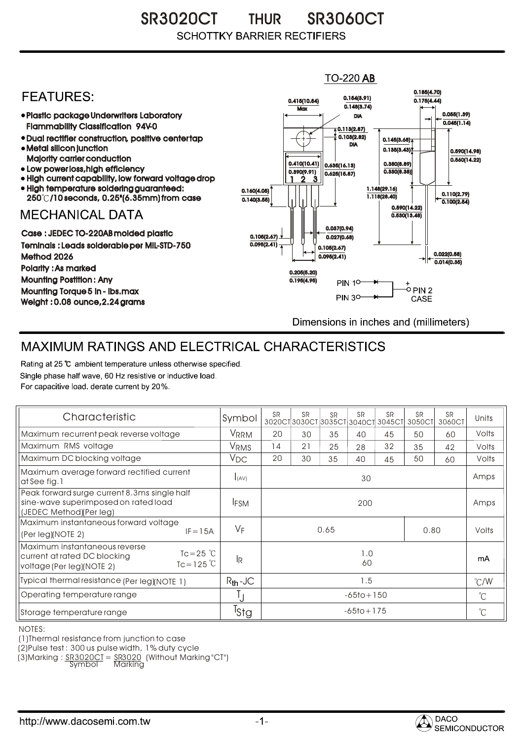# SR3020CT THUR SR3060CT

SCHOTTKY BARRIER RECTIFIERS

## FEATURES:

- Plastic package Underwriters Laboratory Flammability Classification 94V-0
- Dual rectifier construction, positive center tap
- Metal silicon junction Majority carrier conduction
- Low power loss, high efficiency
- High current capability, low forward voltage drop
- High temperature soldering guaranteed: 250℃/10 seconds, 0.25"(6.35mm) from case

## MECHANICAL DATA

Case : JEDEC TO-220AB molded plastic
Teminals : Leads solderable per MIL-STD-750 Method 2026
Polarity : As marked
Mounting Postition : Any
Mounting Torque 5 in - lbs.max
Weight : 0.08 ounce, 2.24 grams

TO-220 AB

0.415(10.54) Max; 0.154(3.91) / 0.148(3.74) DIA; 0.185(4.70) / 0.175(4.44); 0.055(1.39) / 0.045(1.14); 0.113(2.87) / 0.103(2.62) DIA; 0.145(3.68) / 0.135(3.43); 0.590(14.98) / 0.560(14.22); 0.410(10.41) / 0.390(9.91); 0.635(16.13) / 0.625(15.87); 0.350(8.89) / 0.330(8.38); 0.160(4.05) / 0.140(3.55); 1.148(29.16) / 1.118(28.40); 0.110(2.79) / 0.100(2.54); 0.560(14.22) / 0.530(13.48); 0.037(0.94) / 0.027(0.68); 0.105(2.67) / 0.095(2.41); 0.105(2.67) / 0.095(2.41); 0.022(0.56) / 0.014(0.35); 0.205(5.20) / 0.195(4.95)

PIN 1, PIN 3, + PIN 2 CASE

Dimensions in inches and (millimeters)

## MAXIMUM RATINGS AND ELECTRICAL CHARACTERISTICS

Rating at 25 ℃ ambient temperature unless otherwise specified.
Single phase half wave, 60 Hz resistive or inductive load.
For capacitive load. derate current by 20%.

| Characteristic | Symbol | SR 3020CT | SR 3030CT | SR 3035CT | SR 3040CT | SR 3045CT | SR 3050CT | SR 3060CT | Units |
|---|---|---|---|---|---|---|---|---|---|
| Maximum recurrent peak reverse voltage | $V_{RRM}$ | 20 | 30 | 35 | 40 | 45 | 50 | 60 | Volts |
| Maximum RMS voltage | $V_{RMS}$ | 14 | 21 | 25 | 28 | 32 | 35 | 42 | Volts |
| Maximum DC blocking voltage | $V_{DC}$ | 20 | 30 | 35 | 40 | 45 | 50 | 60 | Volts |
| Maximum average forward rectified current at See fig.1 | $I_{(AV)}$ | 30 | | | | | | | Amps |
| Peak forward surge current 8.3ms single half sine-wave superimposed on rated load (JEDEC Method)(Per leg) | $I_{FSM}$ | 200 | | | | | | | Amps |
| Maximum instantaneous forward voltage (Per leg)(NOTE 2) IF=15A | $V_F$ | 0.65 | | | | | 0.80 | | Volts |
| Maximum instantaneous reverse current at rated DC blocking voltage (Per leg)(NOTE 2) Tc=25 ℃ / Tc=125 ℃ | $I_R$ | 1.0 / 60 | | | | | | | mA |
| Typical thermal resistance (Per leg)(NOTE 1) | $R_{th}$-JC | 1.5 | | | | | | | ℃/W |
| Operating temperature range | $T_J$ | -65to+150 | | | | | | | ℃ |
| Storage temperature range | $T_{Stg}$ | -65to+175 | | | | | | | ℃ |

NOTES:
(1)Thermal resistance from junction to case
(2)Pulse test : 300 us pulse width, 1% duty cycle
(3)Marking : SR3020CT = SR3020 (Without Marking "CT")
Symbol Marking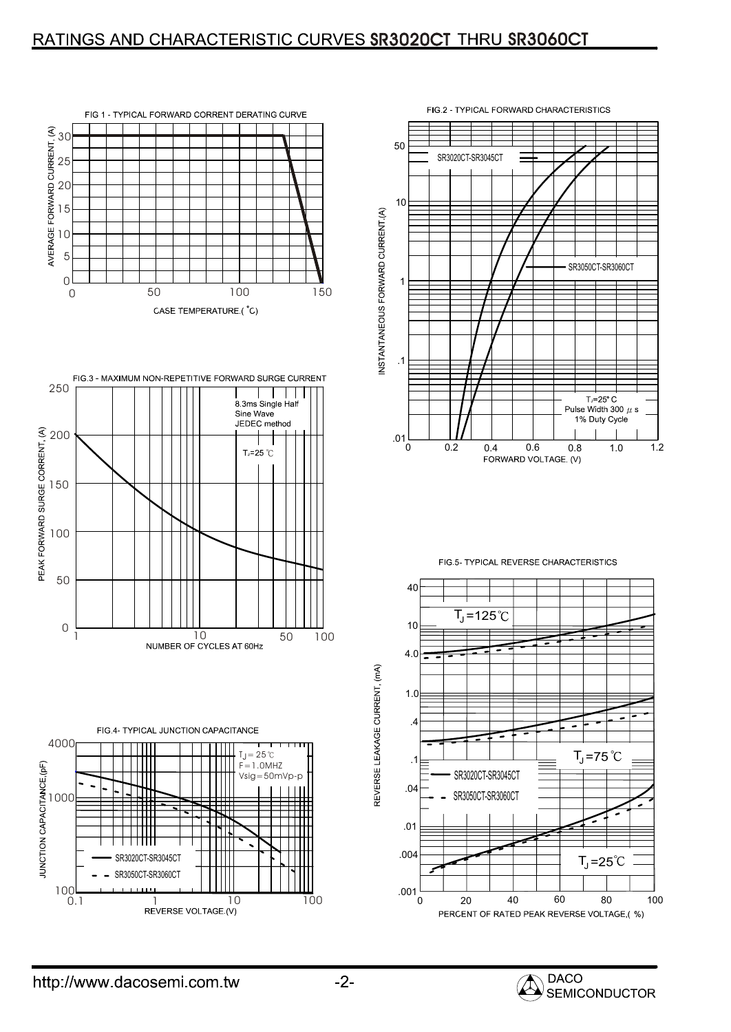## RATINGS AND CHARACTERISTIC CURVES SR3020CT THRU SR3060CT

FIG 1 - TYPICAL FORWARD CURRENT DERATING CURVE

AVERAGE FORWARD CURRENT, (A)

30
25
20
15
10
5
0

0 50 100 150

CASE TEMPERATURE.( °C)

FIG.2 - TYPICAL FORWARD CHARACTERISTICS

INSTANTANEOUS FORWARD CURRENT,(A)

50
10
1
.1
.01

0 0.2 0.4 0.6 0.8 1.0 1.2

FORWARD VOLTAGE. (V)

SR3020CT-SR3045CT

SR3050CT-SR3060CT

$T_J$=25° C
Pulse Width 300 μ s
1% Duty Cycle

FIG.3 - MAXIMUM NON-REPETITIVE FORWARD SURGE CURRENT

PEAK FORWARD SURGE CORRENT, (A)

250
200
150
100
50
0

1 10 50 100

NUMBER OF CYCLES AT 60Hz

8.3ms Single Half
Sine Wave
JEDEC method

$T_J$=25 ℃

FIG.4- TYPICAL JUNCTION CAPACITANCE

JUNCTION CAPACITANCE,(pF)

4000
1000
100

0.1 1 10 100

REVERSE VOLTAGE.(V)

$T_J$= 25 ℃
F=1.0MHZ
Vsig=50mVp-p

SR3020CT-SR3045CT
SR3050CT-SR3060CT

FIG.5- TYPICAL REVERSE CHARACTERISTICS

REVERSE LEAKAGE CURRENT, (mA)

40
10
4.0
1.0
.4
.1
.04
.01
.004
.001

0 20 40 60 80 100

PERCENT OF RATED PEAK REVERSE VOLTAGE,( %)

$T_J$=125℃

$T_J$=75℃

$T_J$=25℃

SR3020CT-SR3045CT
SR3050CT-SR3060CT

http://www.dacosemi.com.tw

DACO SEMICONDUCTOR